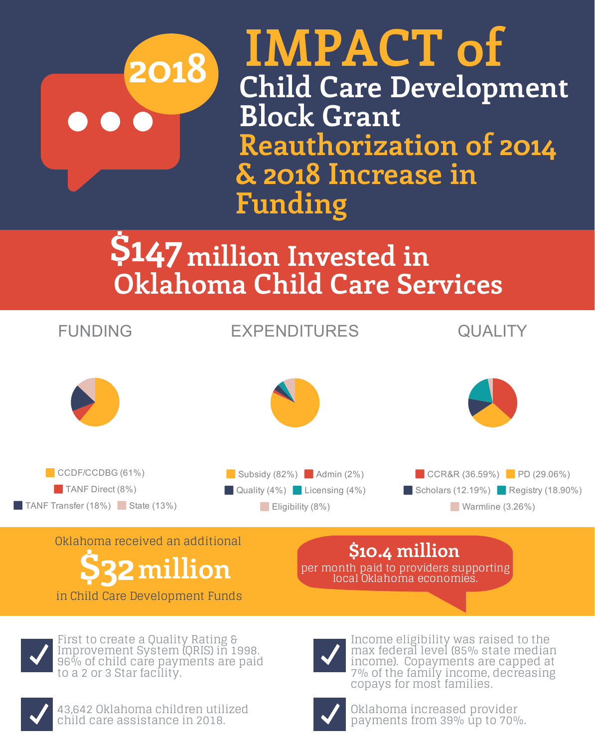2018

# IMPACT of Child Care Development Block Grant Reauthorization of 2014 & 2018 Increase in Funding

## $147 million Invested in Oklahoma Child Care Services

### FUNDING

- CCDF/CCDBG (61%)
- TANF Direct (8%)
- TANF Transfer (18%)
- State (13%)

### EXPENDITURES

- Subsidy (82%)
- Admin (2%)
- Quality (4%)
- Licensing (4%)
- Eligibility (8%)

### QUALITY

- CCR&R (36.59%)
- PD (29.06%)
- Scholars (12.19%)
- Registry (18.90%)
- Warmline (3.26%)

Oklahoma received an additional **$32 million** in Child Care Development Funds

**$10.4 million** per month paid to providers supporting local Oklahoma economies.

- ✓ First to create a Quality Rating & Improvement System (QRIS) in 1998. 96% of child care payments are paid to a 2 or 3 Star facility.
- ✓ Income eligibility was raised to the max federal level (85% state median income). Copayments are capped at 7% of the family income, decreasing copays for most families.
- ✓ 43,642 Oklahoma children utilized child care assistance in 2018.
- ✓ Oklahoma increased provider payments from 39% up to 70%.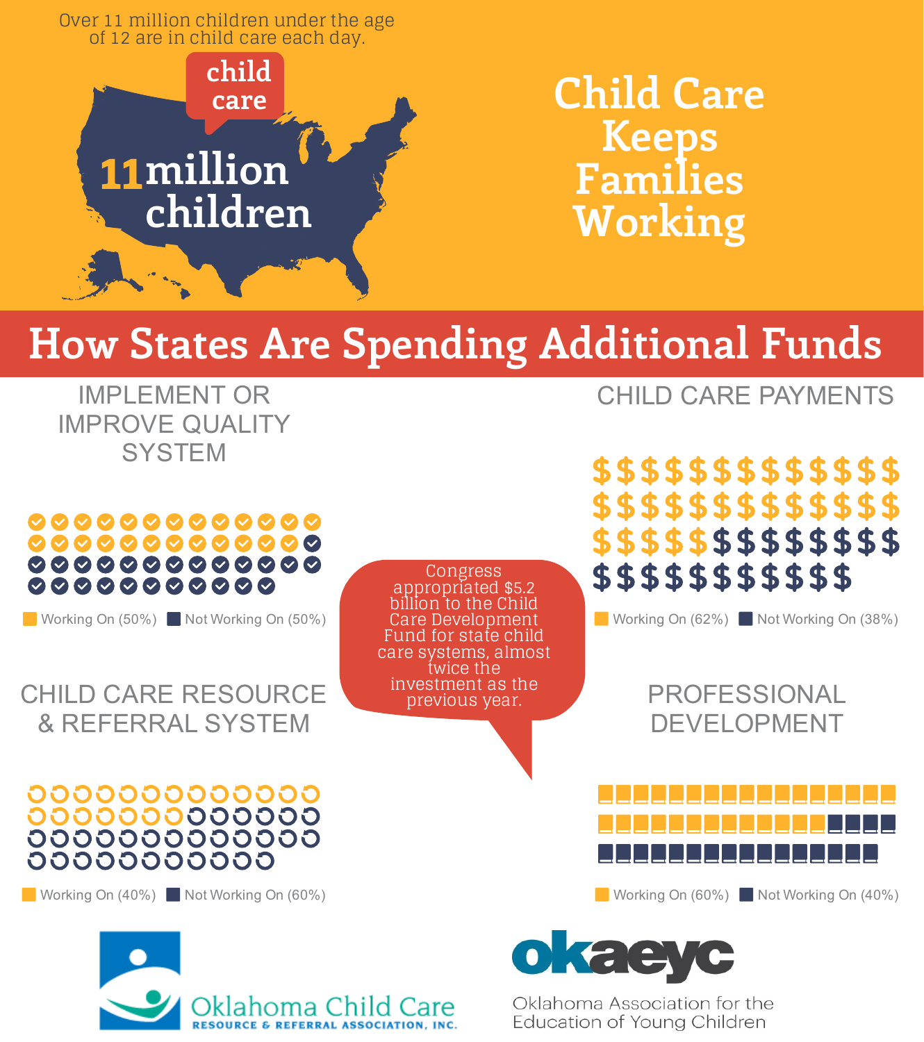Over 11 million children under the age of 12 are in child care each day.

child care

11 million children

# Child Care Keeps Families Working

## How States Are Spending Additional Funds

### IMPLEMENT OR IMPROVE QUALITY SYSTEM

Working On (50%) Not Working On (50%)

### CHILD CARE PAYMENTS

Working On (62%) Not Working On (38%)

Congress appropriated $5.2 billion to the Child Care Development Fund for state child care systems, almost twice the investment as the previous year.

### CHILD CARE RESOURCE & REFERRAL SYSTEM

Working On (40%) Not Working On (60%)

### PROFESSIONAL DEVELOPMENT

Working On (60%) Not Working On (40%)

Oklahoma Child Care RESOURCE & REFERRAL ASSOCIATION, INC.

okaeyc Oklahoma Association for the Education of Young Children